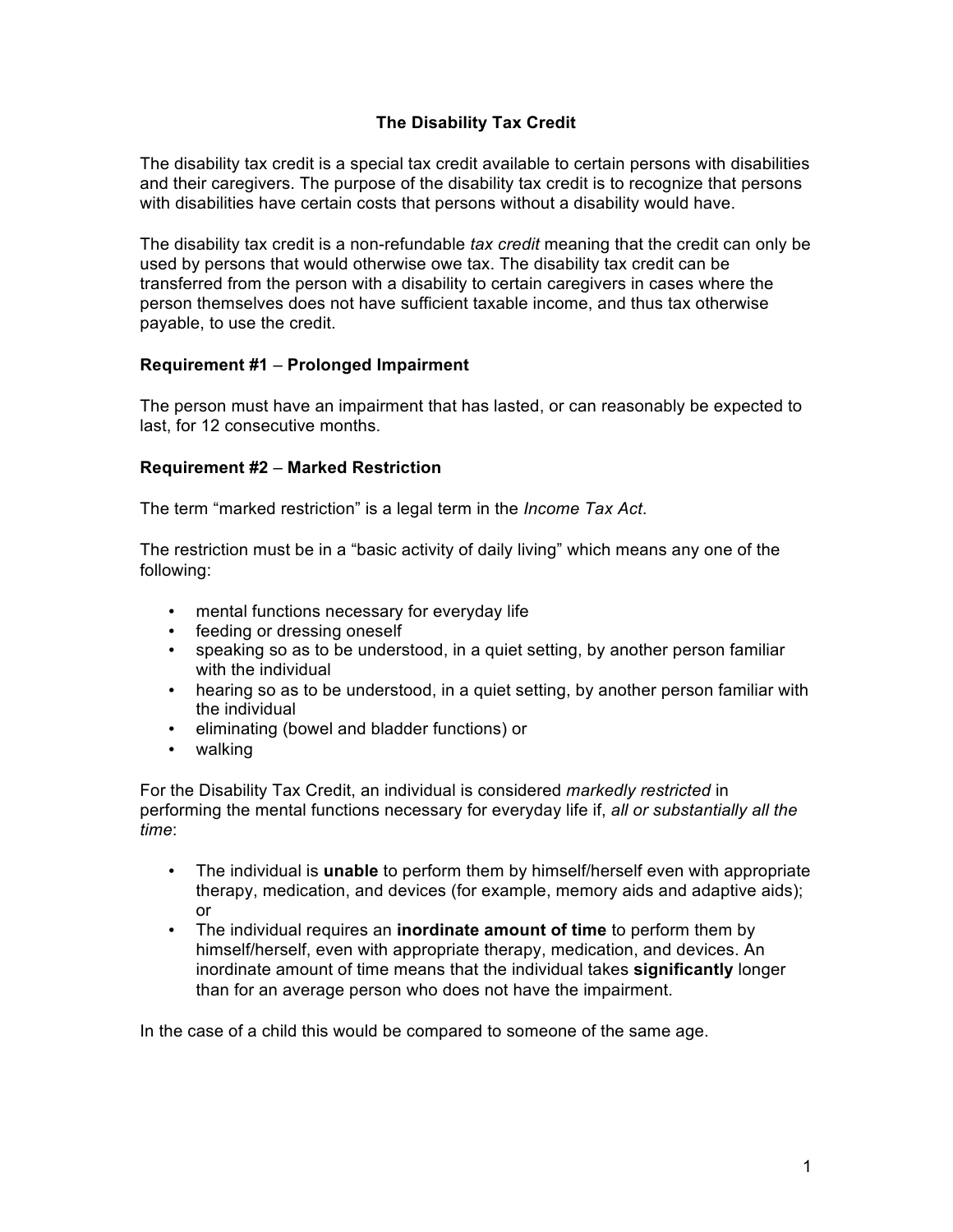# The Disability Tax Credit

The disability tax credit is a special tax credit available to certain persons with disabilities and their caregivers. The purpose of the disability tax credit is to recognize that persons with disabilities have certain costs that persons without a disability would have.

The disability tax credit is a non-refundable *tax credit* meaning that the credit can only be used by persons that would otherwise owe tax. The disability tax credit can be transferred from the person with a disability to certain caregivers in cases where the person themselves does not have sufficient taxable income, and thus tax otherwise payable, to use the credit.

## Requirement #1 – Prolonged Impairment

The person must have an impairment that has lasted, or can reasonably be expected to last, for 12 consecutive months.

## Requirement #2 – Marked Restriction

The term "marked restriction" is a legal term in the *Income Tax Act*.

The restriction must be in a "basic activity of daily living" which means any one of the following:

- mental functions necessary for everyday life
- feeding or dressing oneself
- speaking so as to be understood, in a quiet setting, by another person familiar with the individual
- hearing so as to be understood, in a quiet setting, by another person familiar with the individual
- eliminating (bowel and bladder functions) or
- walking

For the Disability Tax Credit, an individual is considered *markedly restricted* in performing the mental functions necessary for everyday life if, *all or substantially all the time*:

- The individual is **unable** to perform them by himself/herself even with appropriate therapy, medication, and devices (for example, memory aids and adaptive aids); or
- The individual requires an **inordinate amount of time** to perform them by himself/herself, even with appropriate therapy, medication, and devices. An inordinate amount of time means that the individual takes **significantly** longer than for an average person who does not have the impairment.

In the case of a child this would be compared to someone of the same age.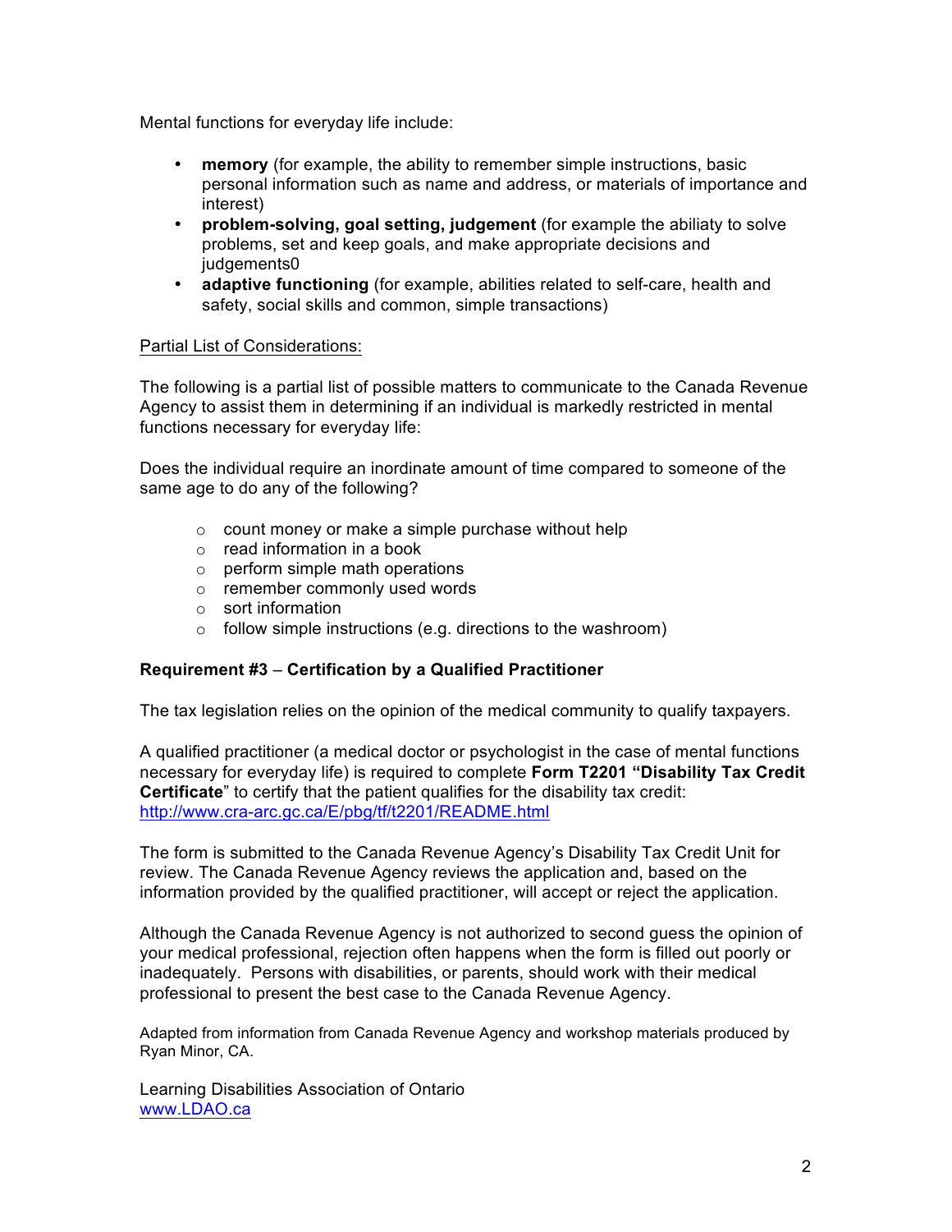Mental functions for everyday life include:

- **memory** (for example, the ability to remember simple instructions, basic personal information such as name and address, or materials of importance and interest)
- **problem-solving, goal setting, judgement** (for example the abiliaty to solve problems, set and keep goals, and make appropriate decisions and judgements0
- **adaptive functioning** (for example, abilities related to self-care, health and safety, social skills and common, simple transactions)

<u>Partial List of Considerations:</u>

The following is a partial list of possible matters to communicate to the Canada Revenue Agency to assist them in determining if an individual is markedly restricted in mental functions necessary for everyday life:

Does the individual require an inordinate amount of time compared to someone of the same age to do any of the following?

- count money or make a simple purchase without help
- read information in a book
- perform simple math operations
- remember commonly used words
- sort information
- follow simple instructions (e.g. directions to the washroom)

**Requirement #3 – Certification by a Qualified Practitioner**

The tax legislation relies on the opinion of the medical community to qualify taxpayers.

A qualified practitioner (a medical doctor or psychologist in the case of mental functions necessary for everyday life) is required to complete **Form T2201 "Disability Tax Credit Certificate**" to certify that the patient qualifies for the disability tax credit: http://www.cra-arc.gc.ca/E/pbg/tf/t2201/README.html

The form is submitted to the Canada Revenue Agency's Disability Tax Credit Unit for review. The Canada Revenue Agency reviews the application and, based on the information provided by the qualified practitioner, will accept or reject the application.

Although the Canada Revenue Agency is not authorized to second guess the opinion of your medical professional, rejection often happens when the form is filled out poorly or inadequately. Persons with disabilities, or parents, should work with their medical professional to present the best case to the Canada Revenue Agency.

Adapted from information from Canada Revenue Agency and workshop materials produced by Ryan Minor, CA.

Learning Disabilities Association of Ontario
www.LDAO.ca